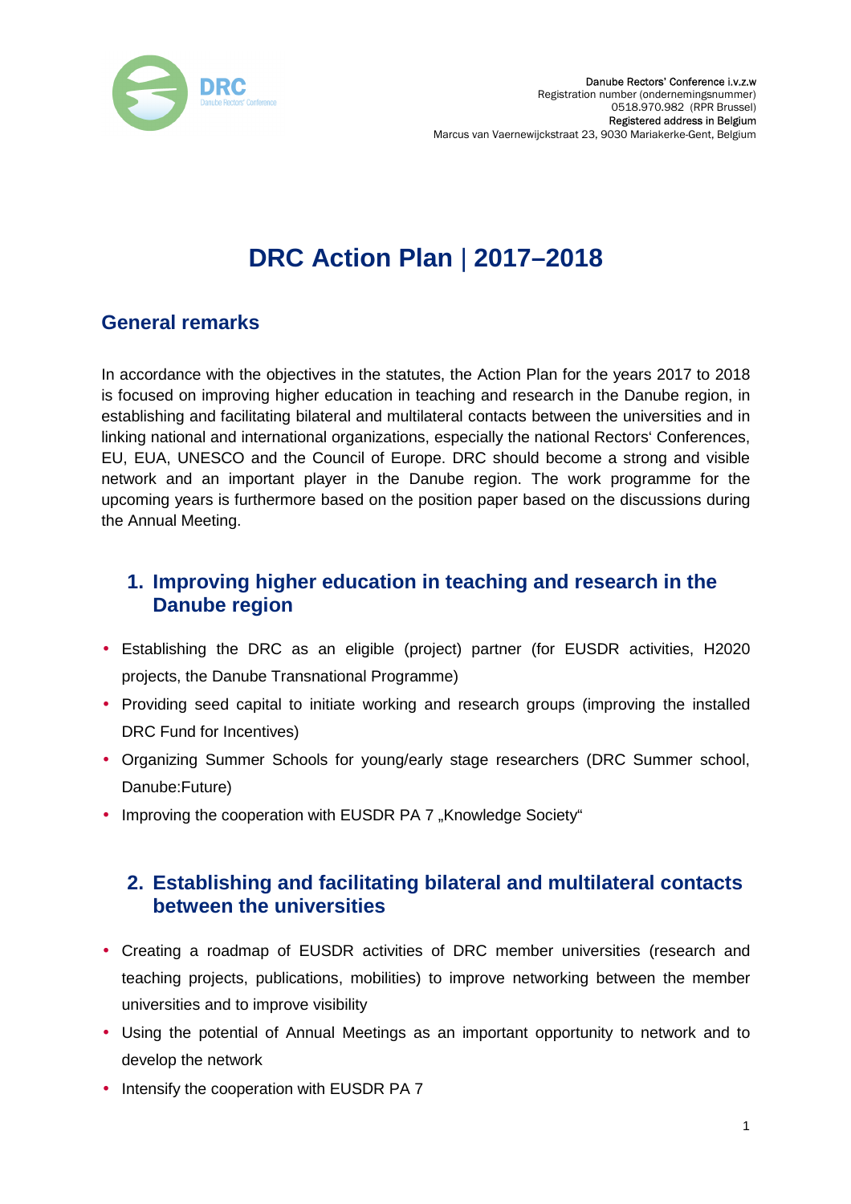Danube Rectors' Conference i.v.z.w
Registration number (ondernemingsnummer)
0518.970.982 (RPR Brussel)
Registered address in Belgium
Marcus van Vaernewijckstraat 23, 9030 Mariakerke-Gent, Belgium

# DRC Action Plan | 2017–2018

## General remarks

In accordance with the objectives in the statutes, the Action Plan for the years 2017 to 2018 is focused on improving higher education in teaching and research in the Danube region, in establishing and facilitating bilateral and multilateral contacts between the universities and in linking national and international organizations, especially the national Rectors' Conferences, EU, EUA, UNESCO and the Council of Europe. DRC should become a strong and visible network and an important player in the Danube region. The work programme for the upcoming years is furthermore based on the position paper based on the discussions during the Annual Meeting.

## 1. Improving higher education in teaching and research in the Danube region

- Establishing the DRC as an eligible (project) partner (for EUSDR activities, H2020 projects, the Danube Transnational Programme)
- Providing seed capital to initiate working and research groups (improving the installed DRC Fund for Incentives)
- Organizing Summer Schools for young/early stage researchers (DRC Summer school, Danube:Future)
- Improving the cooperation with EUSDR PA 7 „Knowledge Society"

## 2. Establishing and facilitating bilateral and multilateral contacts between the universities

- Creating a roadmap of EUSDR activities of DRC member universities (research and teaching projects, publications, mobilities) to improve networking between the member universities and to improve visibility
- Using the potential of Annual Meetings as an important opportunity to network and to develop the network
- Intensify the cooperation with EUSDR PA 7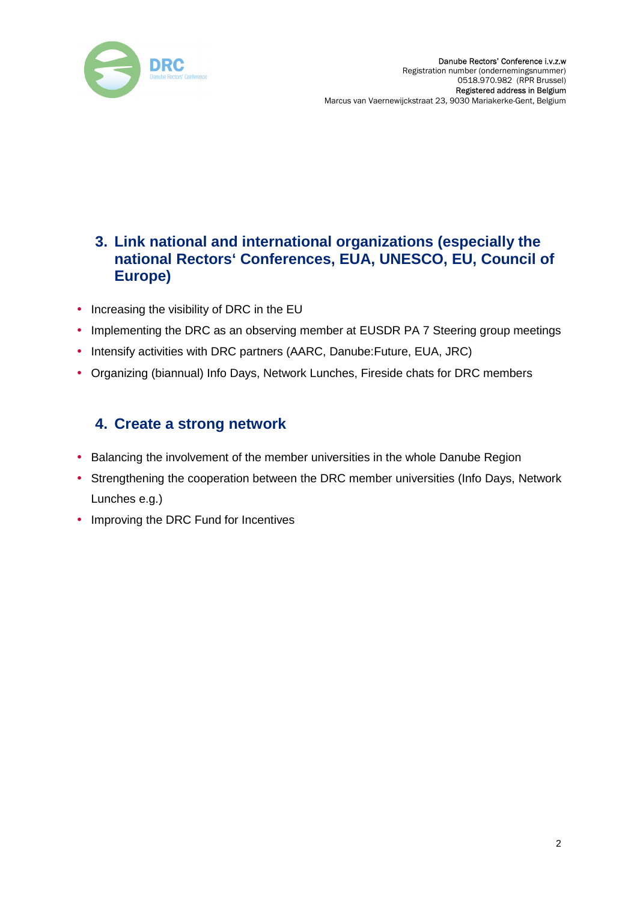## 3. Link national and international organizations (especially the national Rectors‘ Conferences, EUA, UNESCO, EU, Council of Europe)

- Increasing the visibility of DRC in the EU
- Implementing the DRC as an observing member at EUSDR PA 7 Steering group meetings
- Intensify activities with DRC partners (AARC, Danube:Future, EUA, JRC)
- Organizing (biannual) Info Days, Network Lunches, Fireside chats for DRC members

## 4. Create a strong network

- Balancing the involvement of the member universities in the whole Danube Region
- Strengthening the cooperation between the DRC member universities (Info Days, Network Lunches e.g.)
- Improving the DRC Fund for Incentives